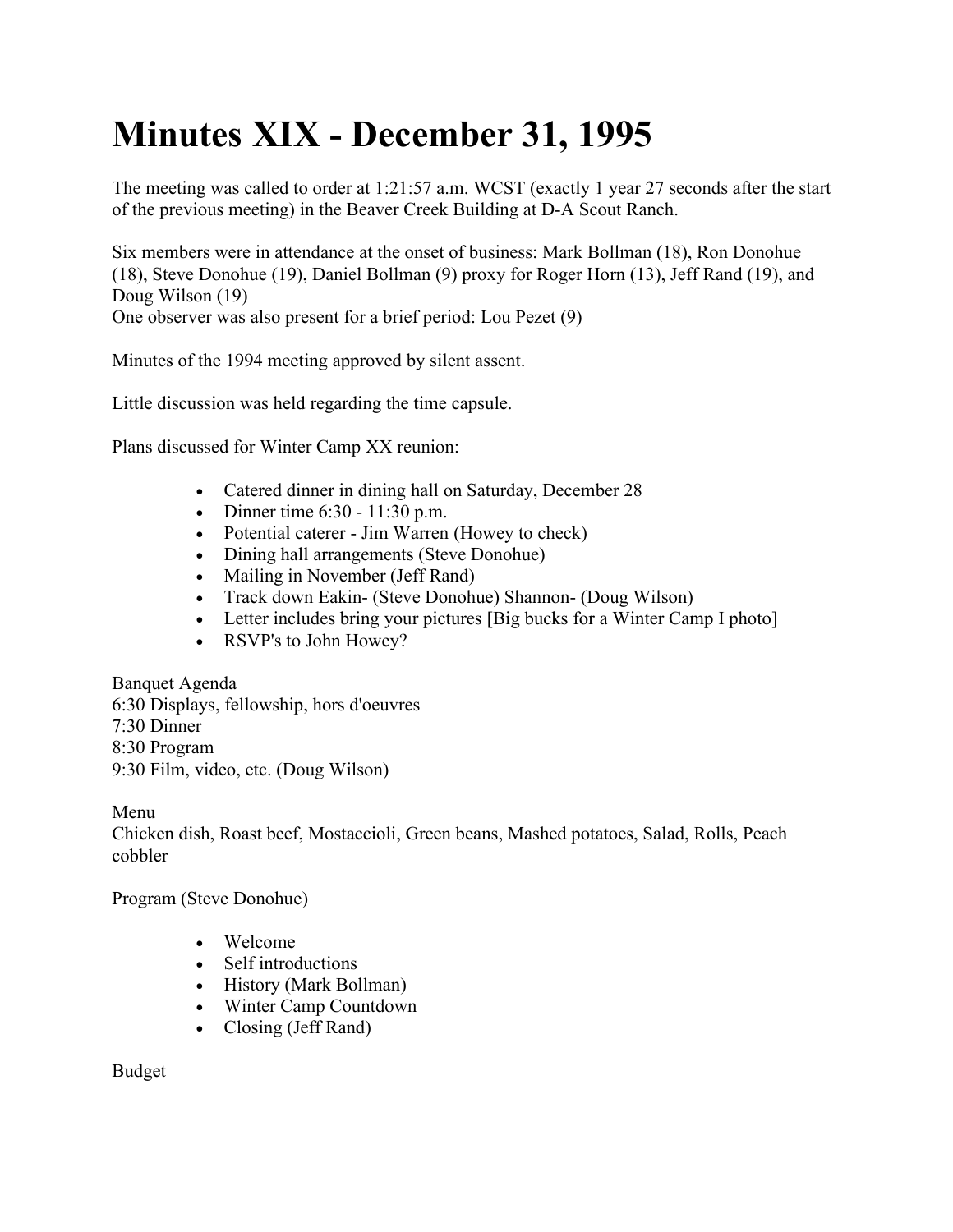# Minutes XIX - December 31, 1995

The meeting was called to order at 1:21:57 a.m. WCST (exactly 1 year 27 seconds after the start of the previous meeting) in the Beaver Creek Building at D-A Scout Ranch.

Six members were in attendance at the onset of business: Mark Bollman (18), Ron Donohue (18), Steve Donohue (19), Daniel Bollman (9) proxy for Roger Horn (13), Jeff Rand (19), and Doug Wilson (19)
One observer was also present for a brief period: Lou Pezet (9)

Minutes of the 1994 meeting approved by silent assent.

Little discussion was held regarding the time capsule.

Plans discussed for Winter Camp XX reunion:

- Catered dinner in dining hall on Saturday, December 28
- Dinner time 6:30 - 11:30 p.m.
- Potential caterer - Jim Warren (Howey to check)
- Dining hall arrangements (Steve Donohue)
- Mailing in November (Jeff Rand)
- Track down Eakin- (Steve Donohue) Shannon- (Doug Wilson)
- Letter includes bring your pictures [Big bucks for a Winter Camp I photo]
- RSVP's to John Howey?

Banquet Agenda
6:30 Displays, fellowship, hors d'oeuvres
7:30 Dinner
8:30 Program
9:30 Film, video, etc. (Doug Wilson)

Menu
Chicken dish, Roast beef, Mostaccioli, Green beans, Mashed potatoes, Salad, Rolls, Peach cobbler

Program (Steve Donohue)

- Welcome
- Self introductions
- History (Mark Bollman)
- Winter Camp Countdown
- Closing (Jeff Rand)

Budget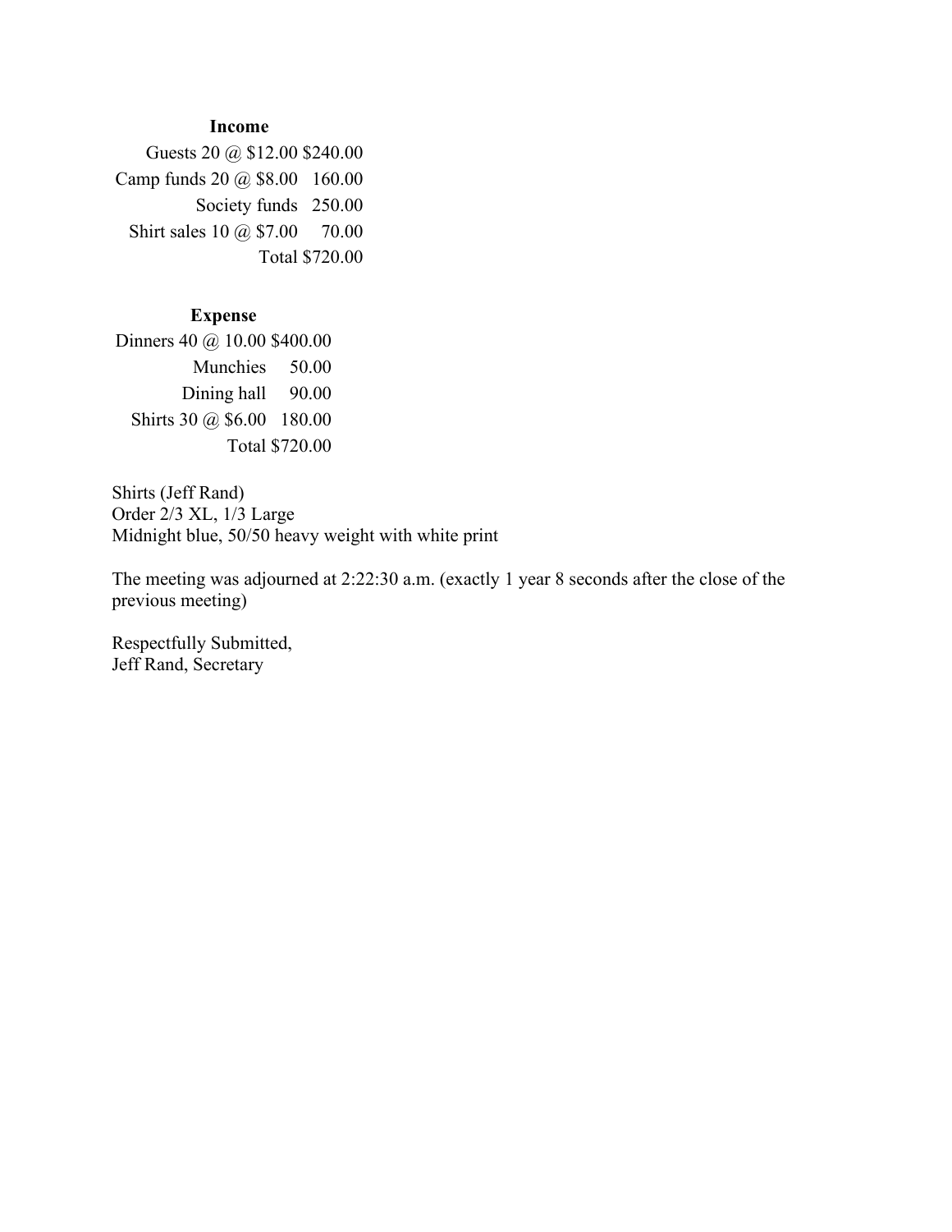**Income**

| | |
|---|---|
| Guests 20 @ $12.00 | $240.00 |
| Camp funds 20 @ $8.00 | 160.00 |
| Society funds | 250.00 |
| Shirt sales 10 @ $7.00 | 70.00 |
| Total | $720.00 |

**Expense**

| | |
|---|---|
| Dinners 40 @ 10.00 | $400.00 |
| Munchies | 50.00 |
| Dining hall | 90.00 |
| Shirts 30 @ $6.00 | 180.00 |
| Total | $720.00 |

Shirts (Jeff Rand)
Order 2/3 XL, 1/3 Large
Midnight blue, 50/50 heavy weight with white print

The meeting was adjourned at 2:22:30 a.m. (exactly 1 year 8 seconds after the close of the previous meeting)

Respectfully Submitted,
Jeff Rand, Secretary